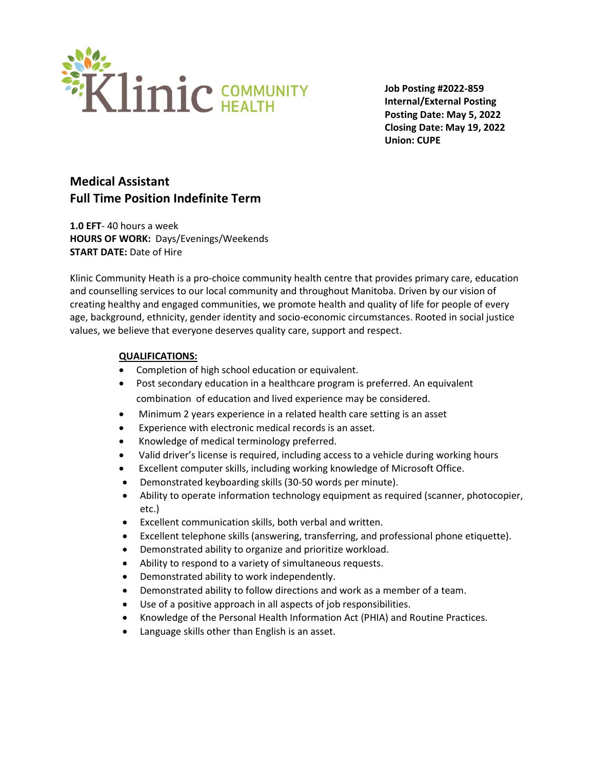Klinic COMMUNITY HEALTH

**Job Posting #2022-859**
**Internal/External Posting**
**Posting Date: May 5, 2022**
**Closing Date: May 19, 2022**
**Union: CUPE**

## Medical Assistant
## Full Time Position Indefinite Term

**1.0 EFT**- 40 hours a week
**HOURS OF WORK:** Days/Evenings/Weekends
**START DATE:** Date of Hire

Klinic Community Heath is a pro-choice community health centre that provides primary care, education and counselling services to our local community and throughout Manitoba. Driven by our vision of creating healthy and engaged communities, we promote health and quality of life for people of every age, background, ethnicity, gender identity and socio-economic circumstances. Rooted in social justice values, we believe that everyone deserves quality care, support and respect.

### QUALIFICATIONS:

- Completion of high school education or equivalent.
- Post secondary education in a healthcare program is preferred. An equivalent combination of education and lived experience may be considered.
- Minimum 2 years experience in a related health care setting is an asset
- Experience with electronic medical records is an asset.
- Knowledge of medical terminology preferred.
- Valid driver's license is required, including access to a vehicle during working hours
- Excellent computer skills, including working knowledge of Microsoft Office.
- Demonstrated keyboarding skills (30-50 words per minute).
- Ability to operate information technology equipment as required (scanner, photocopier, etc.)
- Excellent communication skills, both verbal and written.
- Excellent telephone skills (answering, transferring, and professional phone etiquette).
- Demonstrated ability to organize and prioritize workload.
- Ability to respond to a variety of simultaneous requests.
- Demonstrated ability to work independently.
- Demonstrated ability to follow directions and work as a member of a team.
- Use of a positive approach in all aspects of job responsibilities.
- Knowledge of the Personal Health Information Act (PHIA) and Routine Practices.
- Language skills other than English is an asset.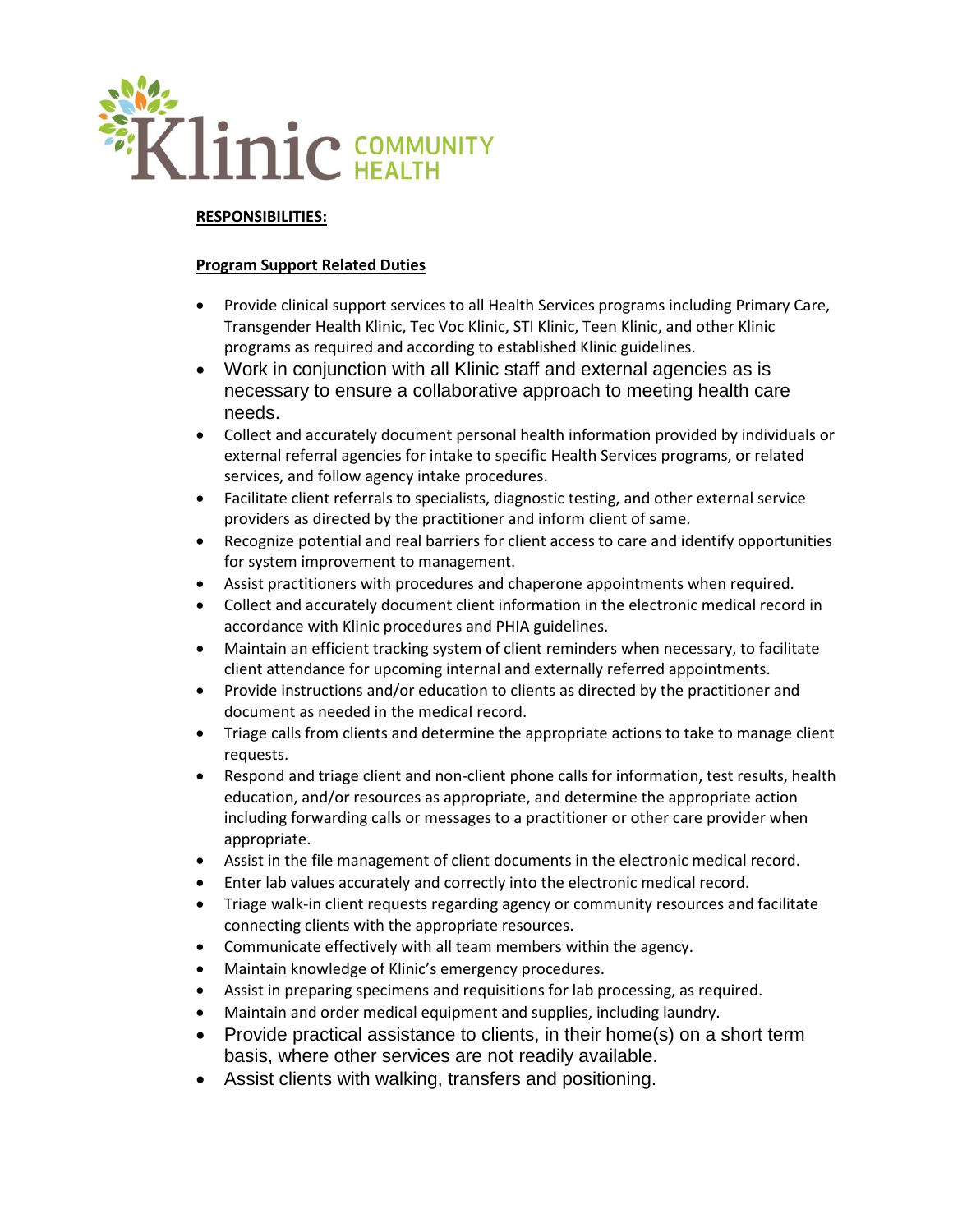**RESPONSIBILITIES:**

**Program Support Related Duties**

- Provide clinical support services to all Health Services programs including Primary Care, Transgender Health Klinic, Tec Voc Klinic, STI Klinic, Teen Klinic, and other Klinic programs as required and according to established Klinic guidelines.
- Work in conjunction with all Klinic staff and external agencies as is necessary to ensure a collaborative approach to meeting health care needs.
- Collect and accurately document personal health information provided by individuals or external referral agencies for intake to specific Health Services programs, or related services, and follow agency intake procedures.
- Facilitate client referrals to specialists, diagnostic testing, and other external service providers as directed by the practitioner and inform client of same.
- Recognize potential and real barriers for client access to care and identify opportunities for system improvement to management.
- Assist practitioners with procedures and chaperone appointments when required.
- Collect and accurately document client information in the electronic medical record in accordance with Klinic procedures and PHIA guidelines.
- Maintain an efficient tracking system of client reminders when necessary, to facilitate client attendance for upcoming internal and externally referred appointments.
- Provide instructions and/or education to clients as directed by the practitioner and document as needed in the medical record.
- Triage calls from clients and determine the appropriate actions to take to manage client requests.
- Respond and triage client and non-client phone calls for information, test results, health education, and/or resources as appropriate, and determine the appropriate action including forwarding calls or messages to a practitioner or other care provider when appropriate.
- Assist in the file management of client documents in the electronic medical record.
- Enter lab values accurately and correctly into the electronic medical record.
- Triage walk-in client requests regarding agency or community resources and facilitate connecting clients with the appropriate resources.
- Communicate effectively with all team members within the agency.
- Maintain knowledge of Klinic's emergency procedures.
- Assist in preparing specimens and requisitions for lab processing, as required.
- Maintain and order medical equipment and supplies, including laundry.
- Provide practical assistance to clients, in their home(s) on a short term basis, where other services are not readily available.
- Assist clients with walking, transfers and positioning.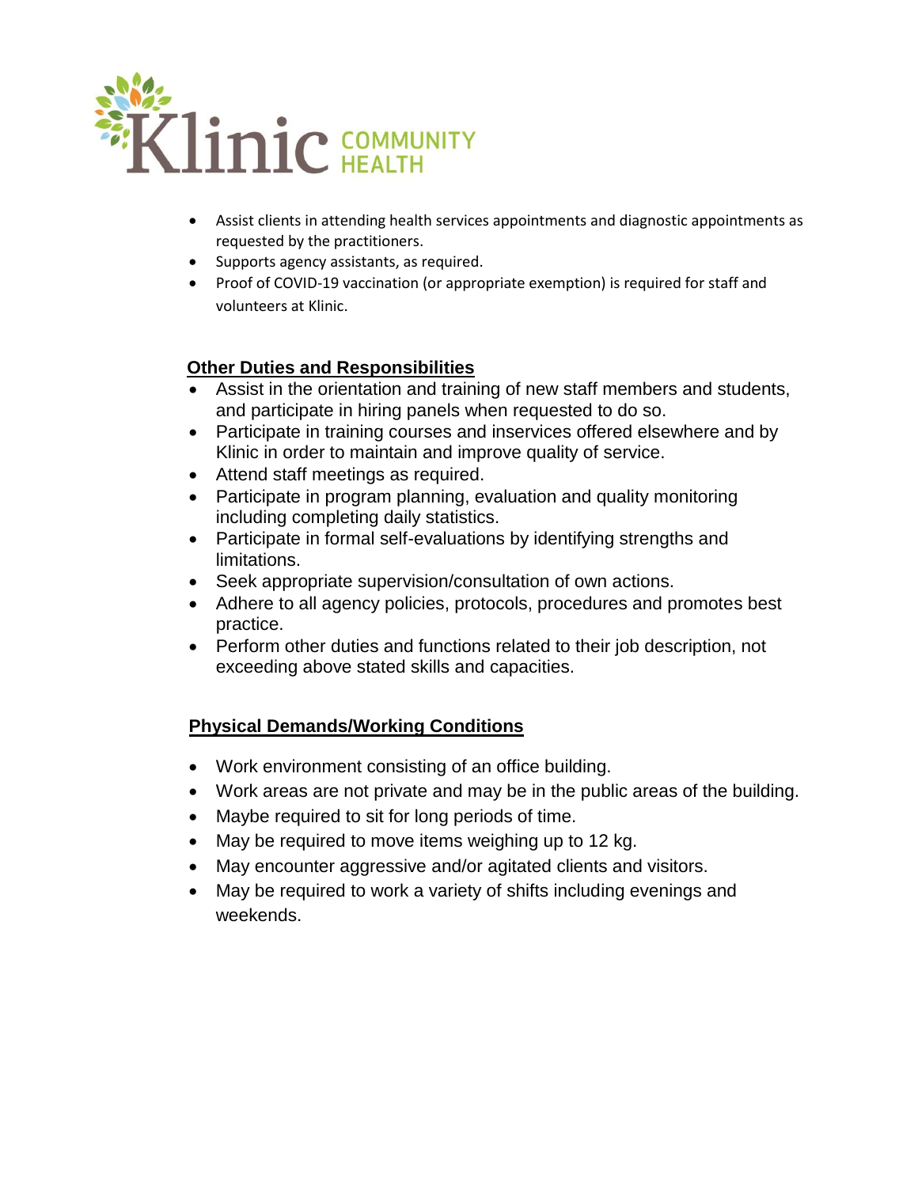- Assist clients in attending health services appointments and diagnostic appointments as requested by the practitioners.
- Supports agency assistants, as required.
- Proof of COVID-19 vaccination (or appropriate exemption) is required for staff and volunteers at Klinic.

## Other Duties and Responsibilities

- Assist in the orientation and training of new staff members and students, and participate in hiring panels when requested to do so.
- Participate in training courses and inservices offered elsewhere and by Klinic in order to maintain and improve quality of service.
- Attend staff meetings as required.
- Participate in program planning, evaluation and quality monitoring including completing daily statistics.
- Participate in formal self-evaluations by identifying strengths and limitations.
- Seek appropriate supervision/consultation of own actions.
- Adhere to all agency policies, protocols, procedures and promotes best practice.
- Perform other duties and functions related to their job description, not exceeding above stated skills and capacities.

## Physical Demands/Working Conditions

- Work environment consisting of an office building.
- Work areas are not private and may be in the public areas of the building.
- Maybe required to sit for long periods of time.
- May be required to move items weighing up to 12 kg.
- May encounter aggressive and/or agitated clients and visitors.
- May be required to work a variety of shifts including evenings and weekends.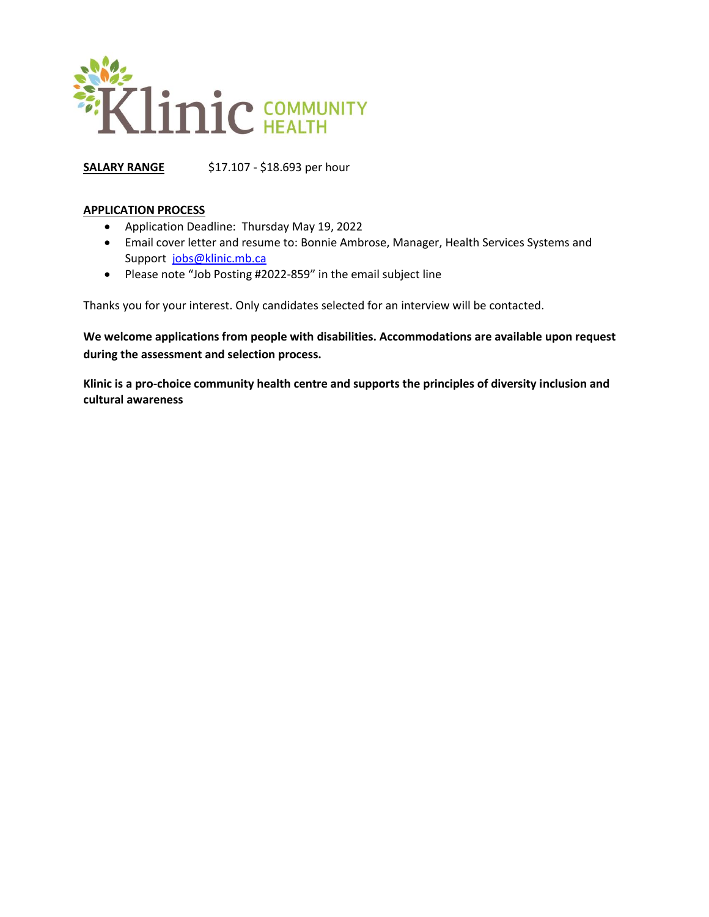**SALARY RANGE** $17.107 - $18.693 per hour

**APPLICATION PROCESS**

- Application Deadline: Thursday May 19, 2022
- Email cover letter and resume to: Bonnie Ambrose, Manager, Health Services Systems and Support jobs@klinic.mb.ca
- Please note "Job Posting #2022-859" in the email subject line

Thanks you for your interest. Only candidates selected for an interview will be contacted.

**We welcome applications from people with disabilities. Accommodations are available upon request during the assessment and selection process.**

**Klinic is a pro-choice community health centre and supports the principles of diversity inclusion and cultural awareness**